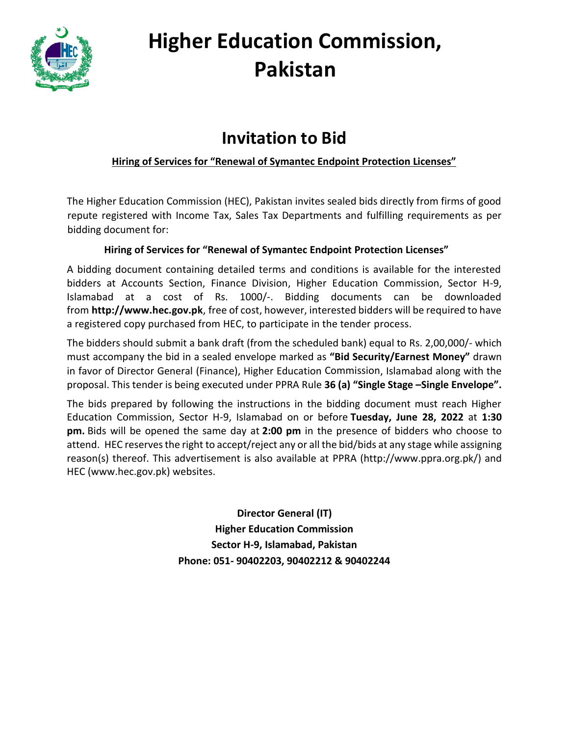# Higher Education Commission, Pakistan

## Invitation to Bid

**Hiring of Services for "Renewal of Symantec Endpoint Protection Licenses"**

The Higher Education Commission (HEC), Pakistan invites sealed bids directly from firms of good repute registered with Income Tax, Sales Tax Departments and fulfilling requirements as per bidding document for:

**Hiring of Services for "Renewal of Symantec Endpoint Protection Licenses"**

A bidding document containing detailed terms and conditions is available for the interested bidders at Accounts Section, Finance Division, Higher Education Commission, Sector H-9, Islamabad at a cost of Rs. 1000/-. Bidding documents can be downloaded from **http://www.hec.gov.pk**, free of cost, however, interested bidders will be required to have a registered copy purchased from HEC, to participate in the tender process.

The bidders should submit a bank draft (from the scheduled bank) equal to Rs. 2,00,000/- which must accompany the bid in a sealed envelope marked as **"Bid Security/Earnest Money"** drawn in favor of Director General (Finance), Higher Education Commission, Islamabad along with the proposal. This tender is being executed under PPRA Rule **36 (a) "Single Stage –Single Envelope".**

The bids prepared by following the instructions in the bidding document must reach Higher Education Commission, Sector H-9, Islamabad on or before **Tuesday, June 28, 2022** at **1:30 pm.** Bids will be opened the same day at **2:00 pm** in the presence of bidders who choose to attend. HEC reserves the right to accept/reject any or all the bid/bids at any stage while assigning reason(s) thereof. This advertisement is also available at PPRA (http://www.ppra.org.pk/) and HEC (www.hec.gov.pk) websites.

**Director General (IT)**
**Higher Education Commission**
**Sector H-9, Islamabad, Pakistan**
**Phone: 051- 90402203, 90402212 & 90402244**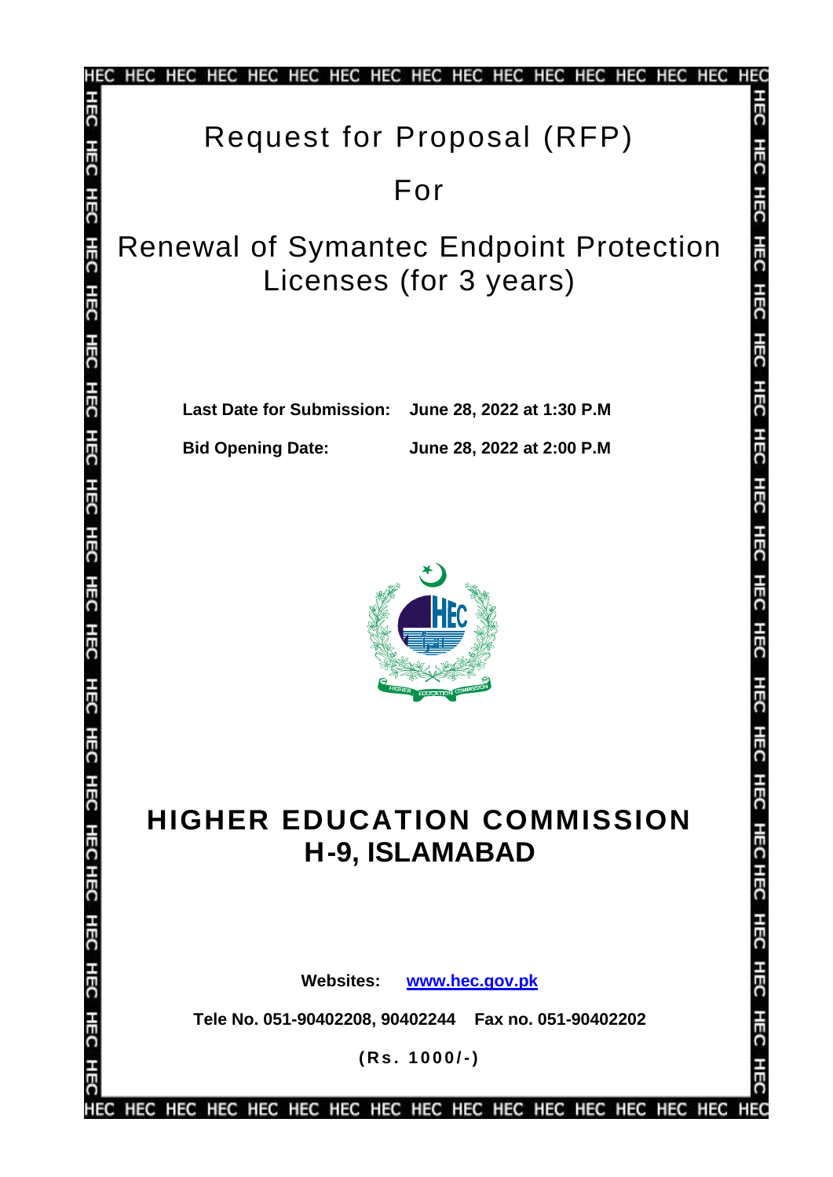# Request for Proposal (RFP)

## For

# Renewal of Symantec Endpoint Protection Licenses (for 3 years)

**Last Date for Submission:** **June 28, 2022 at 1:30 P.M**

**Bid Opening Date:** **June 28, 2022 at 2:00 P.M**

# HIGHER EDUCATION COMMISSION H-9, ISLAMABAD

**Websites:** **www.hec.gov.pk**

**Tele No. 051-90402208, 90402244 Fax no. 051-90402202**

**(Rs. 1000/-)**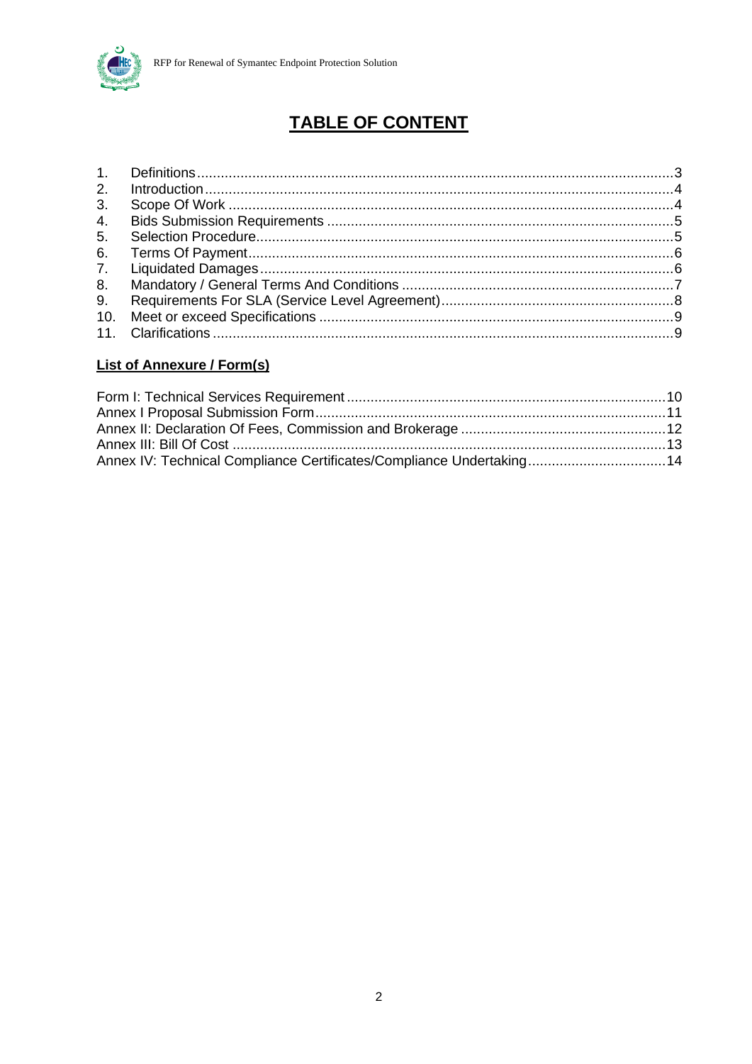# TABLE OF CONTENT

1. Definitions........................................................................................................................3
2. Introduction......................................................................................................................4
3. Scope Of Work .................................................................................................................4
4. Bids Submission Requirements .......................................................................................5
5. Selection Procedure.........................................................................................................5
6. Terms Of Payment...........................................................................................................6
7. Liquidated Damages........................................................................................................6
8. Mandatory / General Terms And Conditions ....................................................................7
9. Requirements For SLA (Service Level Agreement)...........................................................8
10. Meet or exceed Specifications .........................................................................................9
11. Clarifications ....................................................................................................................9

**List of Annexure / Form(s)**

Form I: Technical Services Requirement ................................................................................10
Annex I Proposal Submission Form........................................................................................11
Annex II: Declaration Of Fees, Commission and Brokerage ....................................................12
Annex III: Bill Of Cost .............................................................................................................13
Annex IV: Technical Compliance Certificates/Compliance Undertaking...................................14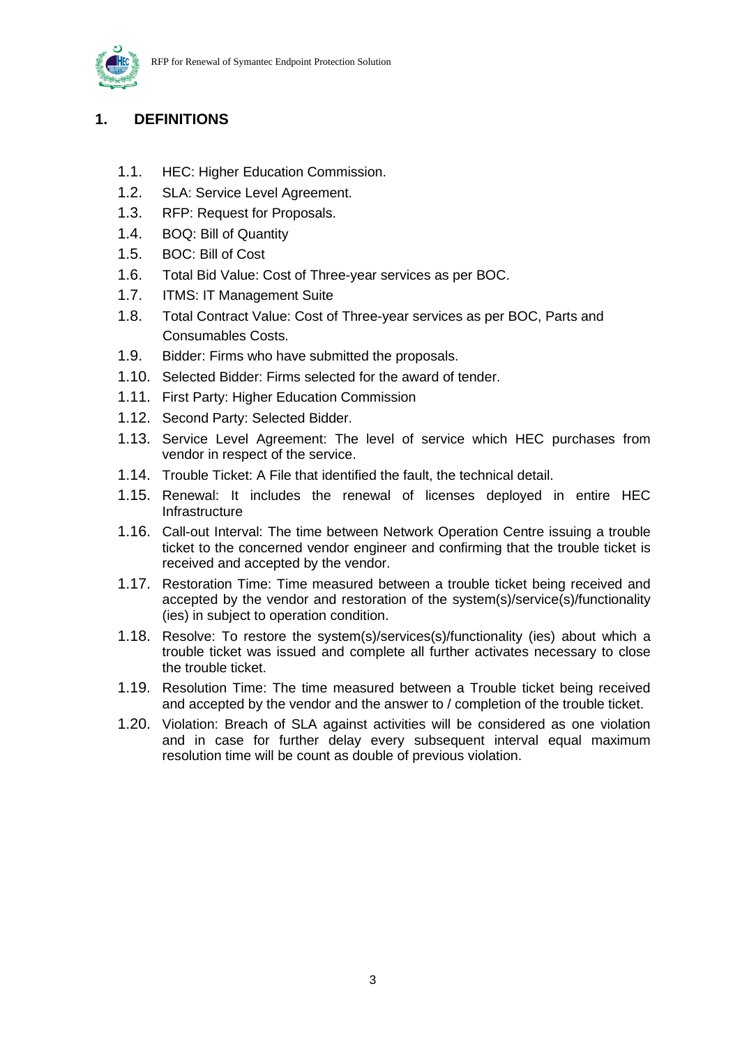# 1. DEFINITIONS

- 1.1. HEC: Higher Education Commission.
- 1.2. SLA: Service Level Agreement.
- 1.3. RFP: Request for Proposals.
- 1.4. BOQ: Bill of Quantity
- 1.5. BOC: Bill of Cost
- 1.6. Total Bid Value: Cost of Three-year services as per BOC.
- 1.7. ITMS: IT Management Suite
- 1.8. Total Contract Value: Cost of Three-year services as per BOC, Parts and Consumables Costs.
- 1.9. Bidder: Firms who have submitted the proposals.
- 1.10. Selected Bidder: Firms selected for the award of tender.
- 1.11. First Party: Higher Education Commission
- 1.12. Second Party: Selected Bidder.
- 1.13. Service Level Agreement: The level of service which HEC purchases from vendor in respect of the service.
- 1.14. Trouble Ticket: A File that identified the fault, the technical detail.
- 1.15. Renewal: It includes the renewal of licenses deployed in entire HEC Infrastructure
- 1.16. Call-out Interval: The time between Network Operation Centre issuing a trouble ticket to the concerned vendor engineer and confirming that the trouble ticket is received and accepted by the vendor.
- 1.17. Restoration Time: Time measured between a trouble ticket being received and accepted by the vendor and restoration of the system(s)/service(s)/functionality (ies) in subject to operation condition.
- 1.18. Resolve: To restore the system(s)/services(s)/functionality (ies) about which a trouble ticket was issued and complete all further activates necessary to close the trouble ticket.
- 1.19. Resolution Time: The time measured between a Trouble ticket being received and accepted by the vendor and the answer to / completion of the trouble ticket.
- 1.20. Violation: Breach of SLA against activities will be considered as one violation and in case for further delay every subsequent interval equal maximum resolution time will be count as double of previous violation.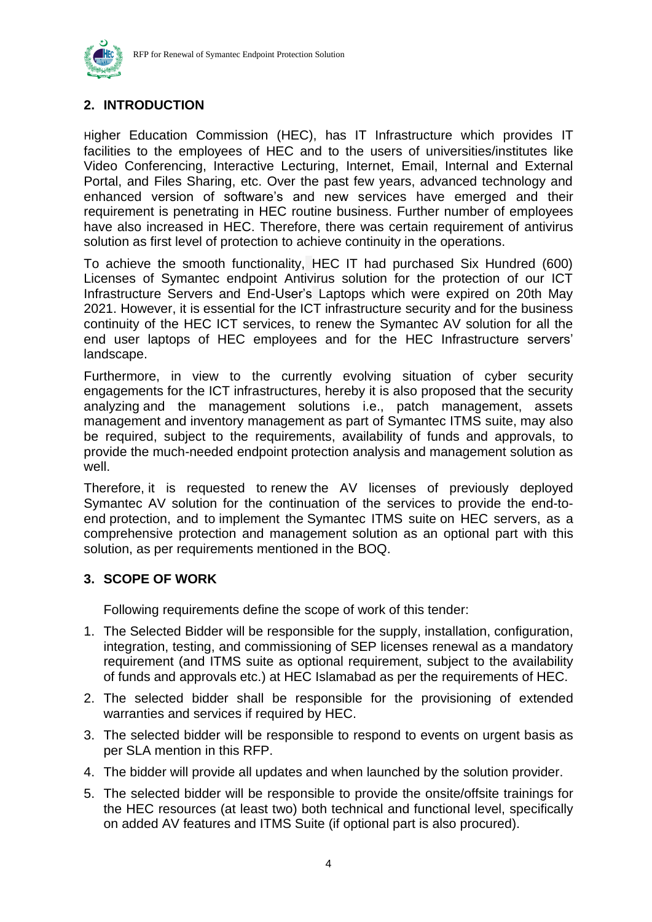## 2. INTRODUCTION

Higher Education Commission (HEC), has IT Infrastructure which provides IT facilities to the employees of HEC and to the users of universities/institutes like Video Conferencing, Interactive Lecturing, Internet, Email, Internal and External Portal, and Files Sharing, etc. Over the past few years, advanced technology and enhanced version of software's and new services have emerged and their requirement is penetrating in HEC routine business. Further number of employees have also increased in HEC. Therefore, there was certain requirement of antivirus solution as first level of protection to achieve continuity in the operations.

To achieve the smooth functionality, HEC IT had purchased Six Hundred (600) Licenses of Symantec endpoint Antivirus solution for the protection of our ICT Infrastructure Servers and End-User's Laptops which were expired on 20th May 2021. However, it is essential for the ICT infrastructure security and for the business continuity of the HEC ICT services, to renew the Symantec AV solution for all the end user laptops of HEC employees and for the HEC Infrastructure servers' landscape.

Furthermore, in view to the currently evolving situation of cyber security engagements for the ICT infrastructures, hereby it is also proposed that the security analyzing and the management solutions i.e., patch management, assets management and inventory management as part of Symantec ITMS suite, may also be required, subject to the requirements, availability of funds and approvals, to provide the much-needed endpoint protection analysis and management solution as well.

Therefore, it is requested to renew the AV licenses of previously deployed Symantec AV solution for the continuation of the services to provide the end-to-end protection, and to implement the Symantec ITMS suite on HEC servers, as a comprehensive protection and management solution as an optional part with this solution, as per requirements mentioned in the BOQ.

## 3. SCOPE OF WORK

Following requirements define the scope of work of this tender:

1. The Selected Bidder will be responsible for the supply, installation, configuration, integration, testing, and commissioning of SEP licenses renewal as a mandatory requirement (and ITMS suite as optional requirement, subject to the availability of funds and approvals etc.) at HEC Islamabad as per the requirements of HEC.
2. The selected bidder shall be responsible for the provisioning of extended warranties and services if required by HEC.
3. The selected bidder will be responsible to respond to events on urgent basis as per SLA mention in this RFP.
4. The bidder will provide all updates and when launched by the solution provider.
5. The selected bidder will be responsible to provide the onsite/offsite trainings for the HEC resources (at least two) both technical and functional level, specifically on added AV features and ITMS Suite (if optional part is also procured).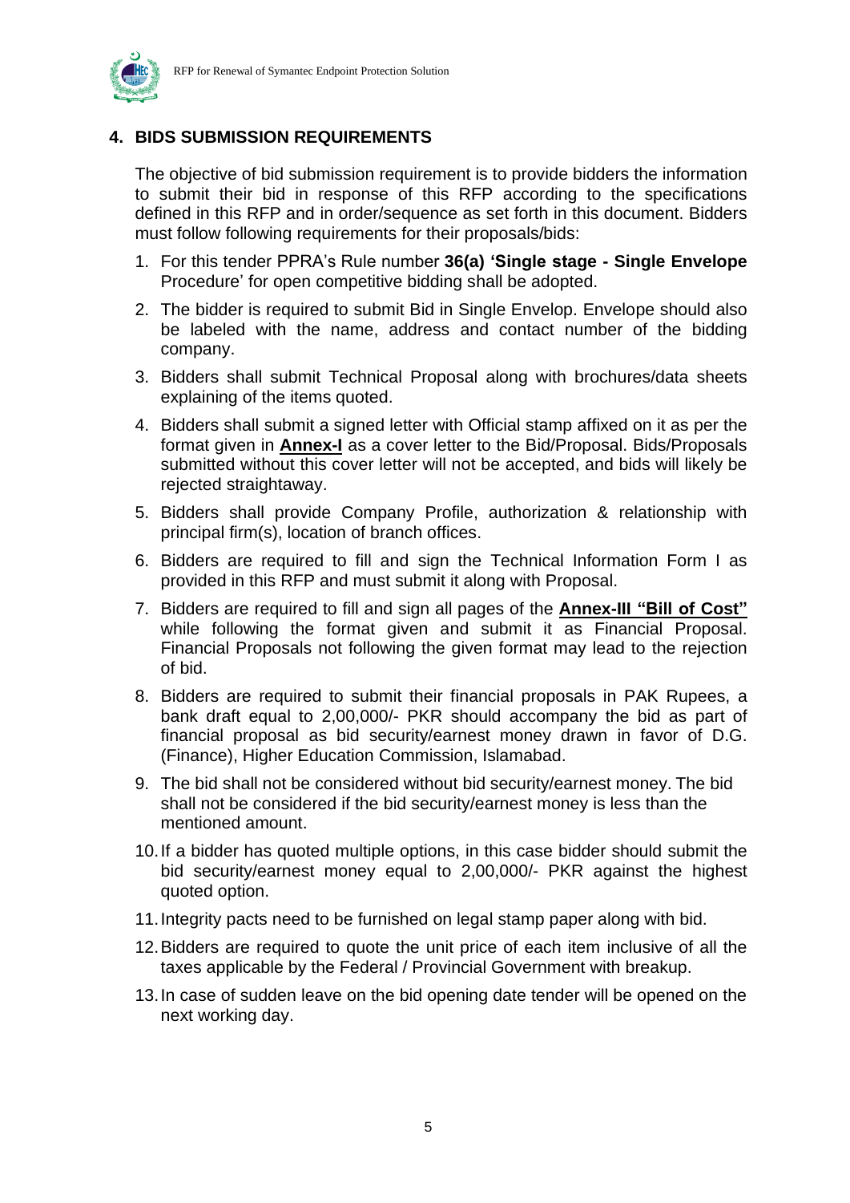## 4. BIDS SUBMISSION REQUIREMENTS

The objective of bid submission requirement is to provide bidders the information to submit their bid in response of this RFP according to the specifications defined in this RFP and in order/sequence as set forth in this document. Bidders must follow following requirements for their proposals/bids:

1. For this tender PPRA's Rule number **36(a) 'Single stage - Single Envelope** Procedure' for open competitive bidding shall be adopted.
2. The bidder is required to submit Bid in Single Envelop. Envelope should also be labeled with the name, address and contact number of the bidding company.
3. Bidders shall submit Technical Proposal along with brochures/data sheets explaining of the items quoted.
4. Bidders shall submit a signed letter with Official stamp affixed on it as per the format given in **Annex-I** as a cover letter to the Bid/Proposal. Bids/Proposals submitted without this cover letter will not be accepted, and bids will likely be rejected straightaway.
5. Bidders shall provide Company Profile, authorization & relationship with principal firm(s), location of branch offices.
6. Bidders are required to fill and sign the Technical Information Form I as provided in this RFP and must submit it along with Proposal.
7. Bidders are required to fill and sign all pages of the **Annex-III "Bill of Cost"** while following the format given and submit it as Financial Proposal. Financial Proposals not following the given format may lead to the rejection of bid.
8. Bidders are required to submit their financial proposals in PAK Rupees, a bank draft equal to 2,00,000/- PKR should accompany the bid as part of financial proposal as bid security/earnest money drawn in favor of D.G. (Finance), Higher Education Commission, Islamabad.
9. The bid shall not be considered without bid security/earnest money. The bid shall not be considered if the bid security/earnest money is less than the mentioned amount.
10. If a bidder has quoted multiple options, in this case bidder should submit the bid security/earnest money equal to 2,00,000/- PKR against the highest quoted option.
11. Integrity pacts need to be furnished on legal stamp paper along with bid.
12. Bidders are required to quote the unit price of each item inclusive of all the taxes applicable by the Federal / Provincial Government with breakup.
13. In case of sudden leave on the bid opening date tender will be opened on the next working day.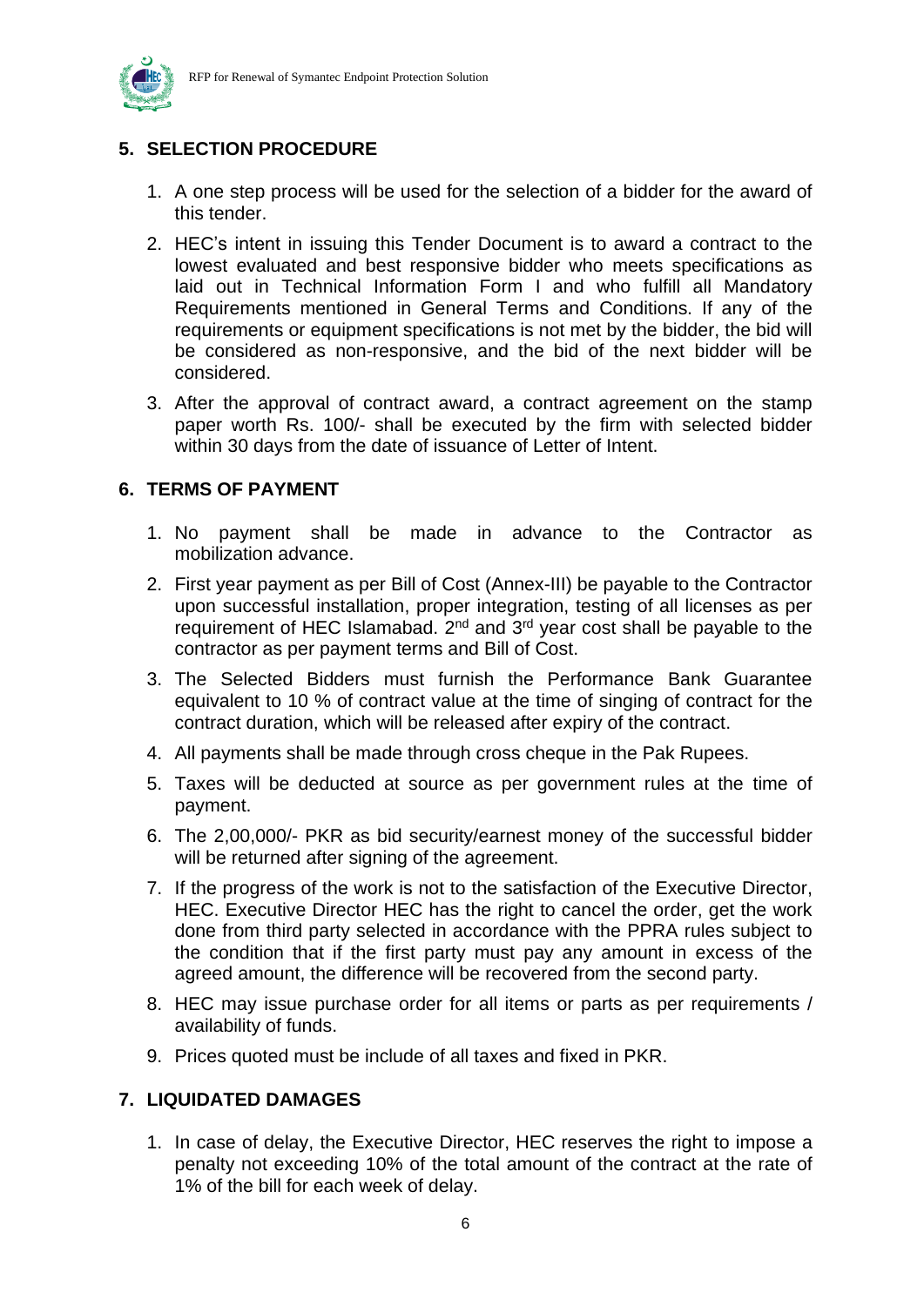## 5. SELECTION PROCEDURE

1. A one step process will be used for the selection of a bidder for the award of this tender.
2. HEC's intent in issuing this Tender Document is to award a contract to the lowest evaluated and best responsive bidder who meets specifications as laid out in Technical Information Form I and who fulfill all Mandatory Requirements mentioned in General Terms and Conditions. If any of the requirements or equipment specifications is not met by the bidder, the bid will be considered as non-responsive, and the bid of the next bidder will be considered.
3. After the approval of contract award, a contract agreement on the stamp paper worth Rs. 100/- shall be executed by the firm with selected bidder within 30 days from the date of issuance of Letter of Intent.

## 6. TERMS OF PAYMENT

1. No payment shall be made in advance to the Contractor as mobilization advance.
2. First year payment as per Bill of Cost (Annex-III) be payable to the Contractor upon successful installation, proper integration, testing of all licenses as per requirement of HEC Islamabad. 2nd and 3rd year cost shall be payable to the contractor as per payment terms and Bill of Cost.
3. The Selected Bidders must furnish the Performance Bank Guarantee equivalent to 10 % of contract value at the time of singing of contract for the contract duration, which will be released after expiry of the contract.
4. All payments shall be made through cross cheque in the Pak Rupees.
5. Taxes will be deducted at source as per government rules at the time of payment.
6. The 2,00,000/- PKR as bid security/earnest money of the successful bidder will be returned after signing of the agreement.
7. If the progress of the work is not to the satisfaction of the Executive Director, HEC. Executive Director HEC has the right to cancel the order, get the work done from third party selected in accordance with the PPRA rules subject to the condition that if the first party must pay any amount in excess of the agreed amount, the difference will be recovered from the second party.
8. HEC may issue purchase order for all items or parts as per requirements / availability of funds.
9. Prices quoted must be include of all taxes and fixed in PKR.

## 7. LIQUIDATED DAMAGES

1. In case of delay, the Executive Director, HEC reserves the right to impose a penalty not exceeding 10% of the total amount of the contract at the rate of 1% of the bill for each week of delay.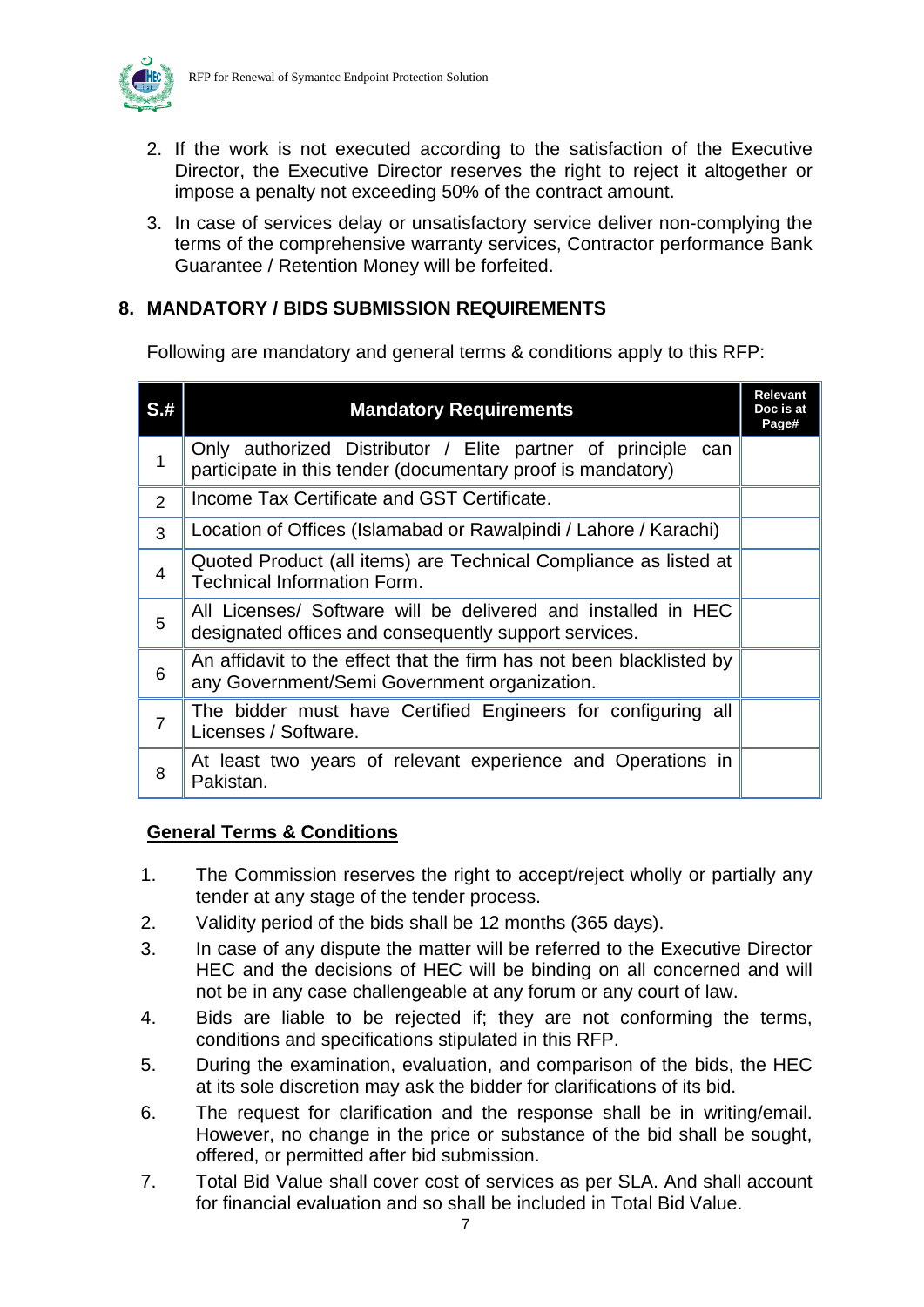2. If the work is not executed according to the satisfaction of the Executive Director, the Executive Director reserves the right to reject it altogether or impose a penalty not exceeding 50% of the contract amount.
3. In case of services delay or unsatisfactory service deliver non-complying the terms of the comprehensive warranty services, Contractor performance Bank Guarantee / Retention Money will be forfeited.

## 8. MANDATORY / BIDS SUBMISSION REQUIREMENTS

Following are mandatory and general terms & conditions apply to this RFP:

| S.# | Mandatory Requirements | Relevant Doc is at Page# |
|---|---|---|
| 1 | Only authorized Distributor / Elite partner of principle can participate in this tender (documentary proof is mandatory) | |
| 2 | Income Tax Certificate and GST Certificate. | |
| 3 | Location of Offices (Islamabad or Rawalpindi / Lahore / Karachi) | |
| 4 | Quoted Product (all items) are Technical Compliance as listed at Technical Information Form. | |
| 5 | All Licenses/ Software will be delivered and installed in HEC designated offices and consequently support services. | |
| 6 | An affidavit to the effect that the firm has not been blacklisted by any Government/Semi Government organization. | |
| 7 | The bidder must have Certified Engineers for configuring all Licenses / Software. | |
| 8 | At least two years of relevant experience and Operations in Pakistan. | |

**General Terms & Conditions**

1. The Commission reserves the right to accept/reject wholly or partially any tender at any stage of the tender process.
2. Validity period of the bids shall be 12 months (365 days).
3. In case of any dispute the matter will be referred to the Executive Director HEC and the decisions of HEC will be binding on all concerned and will not be in any case challengeable at any forum or any court of law.
4. Bids are liable to be rejected if; they are not conforming the terms, conditions and specifications stipulated in this RFP.
5. During the examination, evaluation, and comparison of the bids, the HEC at its sole discretion may ask the bidder for clarifications of its bid.
6. The request for clarification and the response shall be in writing/email. However, no change in the price or substance of the bid shall be sought, offered, or permitted after bid submission.
7. Total Bid Value shall cover cost of services as per SLA. And shall account for financial evaluation and so shall be included in Total Bid Value.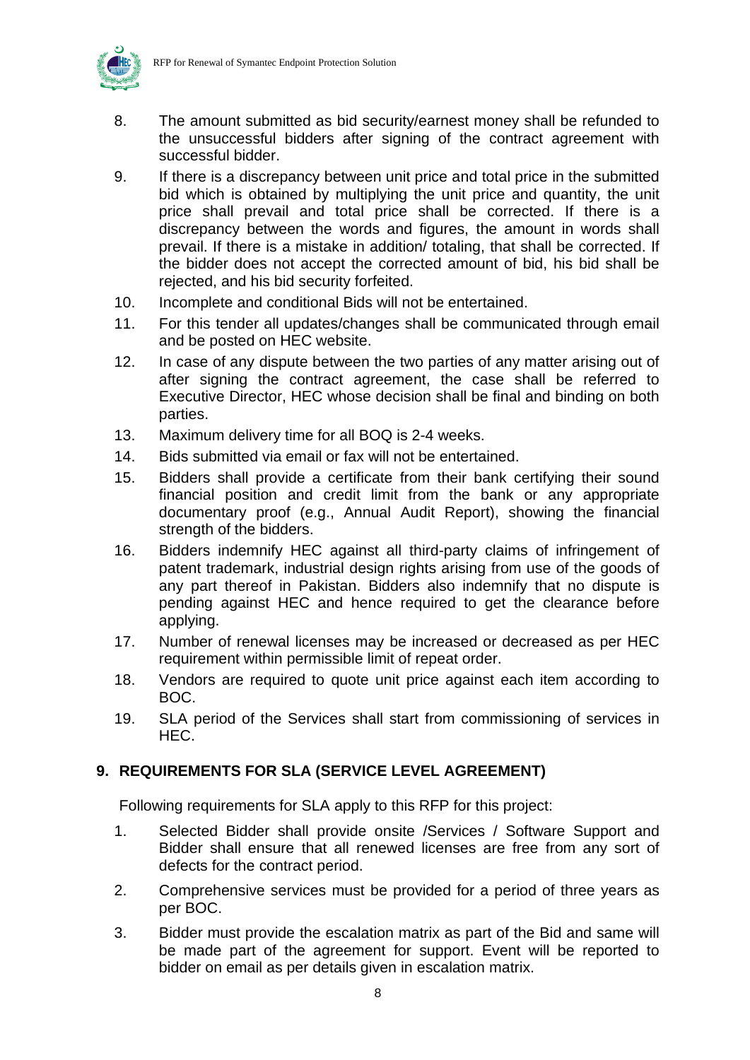8. The amount submitted as bid security/earnest money shall be refunded to the unsuccessful bidders after signing of the contract agreement with successful bidder.
9. If there is a discrepancy between unit price and total price in the submitted bid which is obtained by multiplying the unit price and quantity, the unit price shall prevail and total price shall be corrected. If there is a discrepancy between the words and figures, the amount in words shall prevail. If there is a mistake in addition/ totaling, that shall be corrected. If the bidder does not accept the corrected amount of bid, his bid shall be rejected, and his bid security forfeited.
10. Incomplete and conditional Bids will not be entertained.
11. For this tender all updates/changes shall be communicated through email and be posted on HEC website.
12. In case of any dispute between the two parties of any matter arising out of after signing the contract agreement, the case shall be referred to Executive Director, HEC whose decision shall be final and binding on both parties.
13. Maximum delivery time for all BOQ is 2-4 weeks.
14. Bids submitted via email or fax will not be entertained.
15. Bidders shall provide a certificate from their bank certifying their sound financial position and credit limit from the bank or any appropriate documentary proof (e.g., Annual Audit Report), showing the financial strength of the bidders.
16. Bidders indemnify HEC against all third-party claims of infringement of patent trademark, industrial design rights arising from use of the goods of any part thereof in Pakistan. Bidders also indemnify that no dispute is pending against HEC and hence required to get the clearance before applying.
17. Number of renewal licenses may be increased or decreased as per HEC requirement within permissible limit of repeat order.
18. Vendors are required to quote unit price against each item according to BOC.
19. SLA period of the Services shall start from commissioning of services in HEC.

## 9. REQUIREMENTS FOR SLA (SERVICE LEVEL AGREEMENT)

Following requirements for SLA apply to this RFP for this project:

1. Selected Bidder shall provide onsite /Services / Software Support and Bidder shall ensure that all renewed licenses are free from any sort of defects for the contract period.
2. Comprehensive services must be provided for a period of three years as per BOC.
3. Bidder must provide the escalation matrix as part of the Bid and same will be made part of the agreement for support. Event will be reported to bidder on email as per details given in escalation matrix.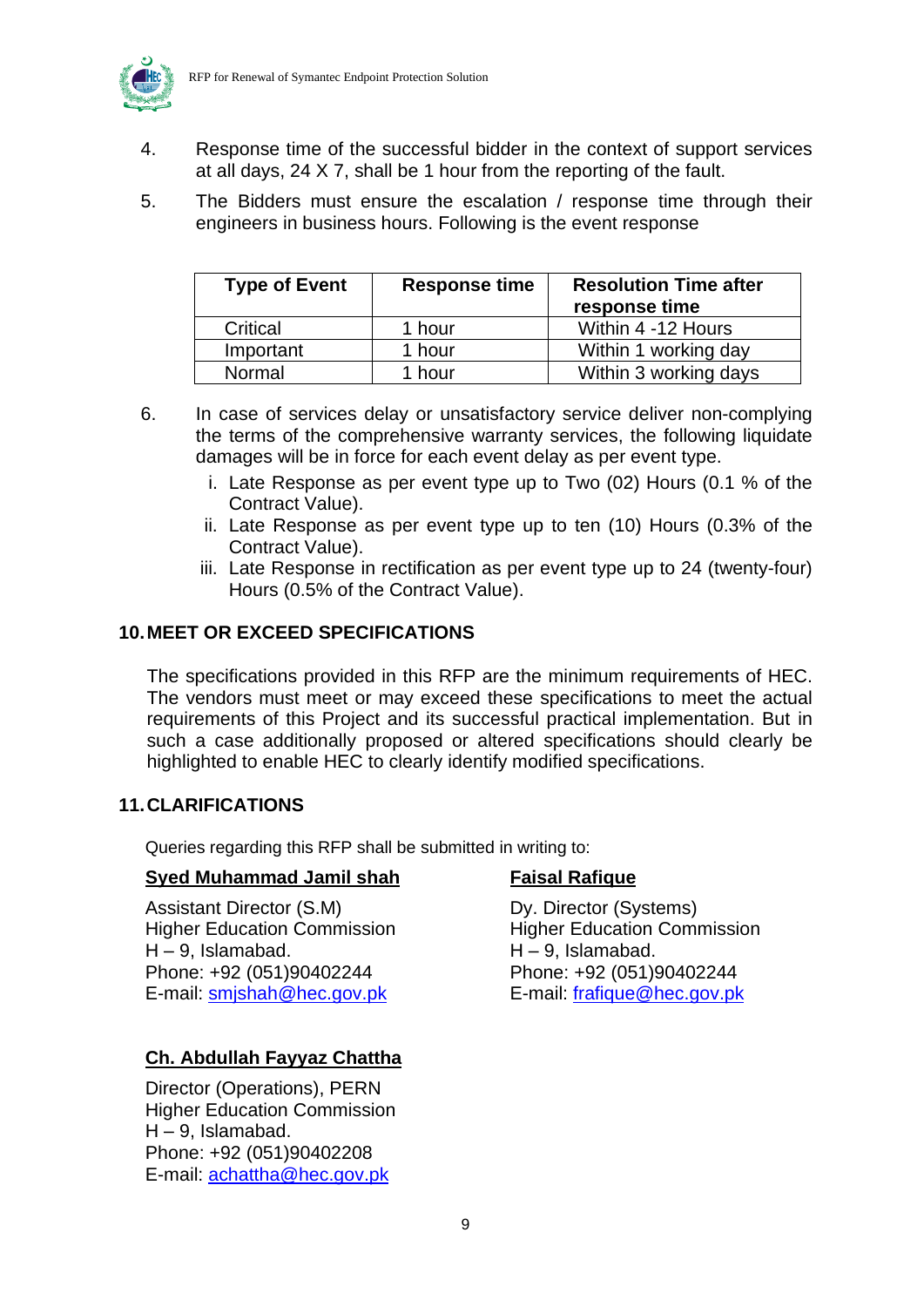4. Response time of the successful bidder in the context of support services at all days, 24 X 7, shall be 1 hour from the reporting of the fault.

5. The Bidders must ensure the escalation / response time through their engineers in business hours. Following is the event response

| Type of Event | Response time | Resolution Time after response time |
|---|---|---|
| Critical | 1 hour | Within 4 -12 Hours |
| Important | 1 hour | Within 1 working day |
| Normal | 1 hour | Within 3 working days |

6. In case of services delay or unsatisfactory service deliver non-complying the terms of the comprehensive warranty services, the following liquidate damages will be in force for each event delay as per event type.
   i. Late Response as per event type up to Two (02) Hours (0.1 % of the Contract Value).
   ii. Late Response as per event type up to ten (10) Hours (0.3% of the Contract Value).
   iii. Late Response in rectification as per event type up to 24 (twenty-four) Hours (0.5% of the Contract Value).

## 10. MEET OR EXCEED SPECIFICATIONS

The specifications provided in this RFP are the minimum requirements of HEC. The vendors must meet or may exceed these specifications to meet the actual requirements of this Project and its successful practical implementation. But in such a case additionally proposed or altered specifications should clearly be highlighted to enable HEC to clearly identify modified specifications.

## 11. CLARIFICATIONS

Queries regarding this RFP shall be submitted in writing to:

**Syed Muhammad Jamil shah**

Assistant Director (S.M)
Higher Education Commission
H – 9, Islamabad.
Phone: +92 (051)90402244
E-mail: smjshah@hec.gov.pk

**Faisal Rafique**

Dy. Director (Systems)
Higher Education Commission
H – 9, Islamabad.
Phone: +92 (051)90402244
E-mail: frafique@hec.gov.pk

**Ch. Abdullah Fayyaz Chattha**

Director (Operations), PERN
Higher Education Commission
H – 9, Islamabad.
Phone: +92 (051)90402208
E-mail: achattha@hec.gov.pk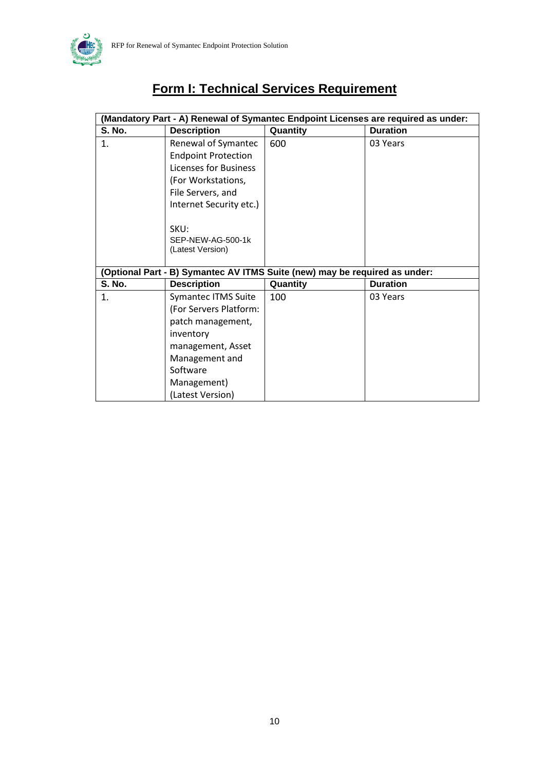# Form I: Technical Services Requirement

| (Mandatory Part - A) Renewal of Symantec Endpoint Licenses are required as under: | | | |
|---|---|---|---|
| **S. No.** | **Description** | **Quantity** | **Duration** |
| 1. | Renewal of Symantec Endpoint Protection Licenses for Business (For Workstations, File Servers, and Internet Security etc.)<br><br>SKU:<br>SEP-NEW-AG-500-1k<br>(Latest Version) | 600 | 03 Years |
| **(Optional Part - B) Symantec AV ITMS Suite (new) may be required as under:** | | | |
| **S. No.** | **Description** | **Quantity** | **Duration** |
| 1. | Symantec ITMS Suite (For Servers Platform: patch management, inventory management, Asset Management and Software Management)<br>(Latest Version) | 100 | 03 Years |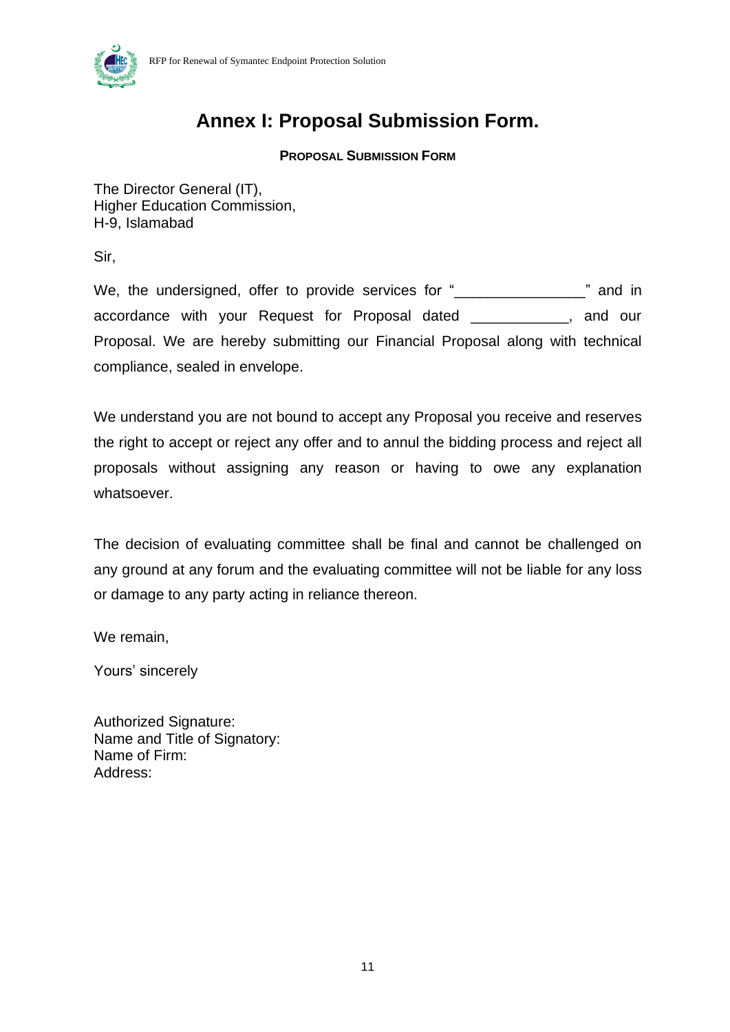# Annex I: Proposal Submission Form.

**PROPOSAL SUBMISSION FORM**

The Director General (IT),
Higher Education Commission,
H-9, Islamabad

Sir,

We, the undersigned, offer to provide services for "________________" and in accordance with your Request for Proposal dated ____________, and our Proposal. We are hereby submitting our Financial Proposal along with technical compliance, sealed in envelope.

We understand you are not bound to accept any Proposal you receive and reserves the right to accept or reject any offer and to annul the bidding process and reject all proposals without assigning any reason or having to owe any explanation whatsoever.

The decision of evaluating committee shall be final and cannot be challenged on any ground at any forum and the evaluating committee will not be liable for any loss or damage to any party acting in reliance thereon.

We remain,

Yours' sincerely

Authorized Signature:
Name and Title of Signatory:
Name of Firm:
Address: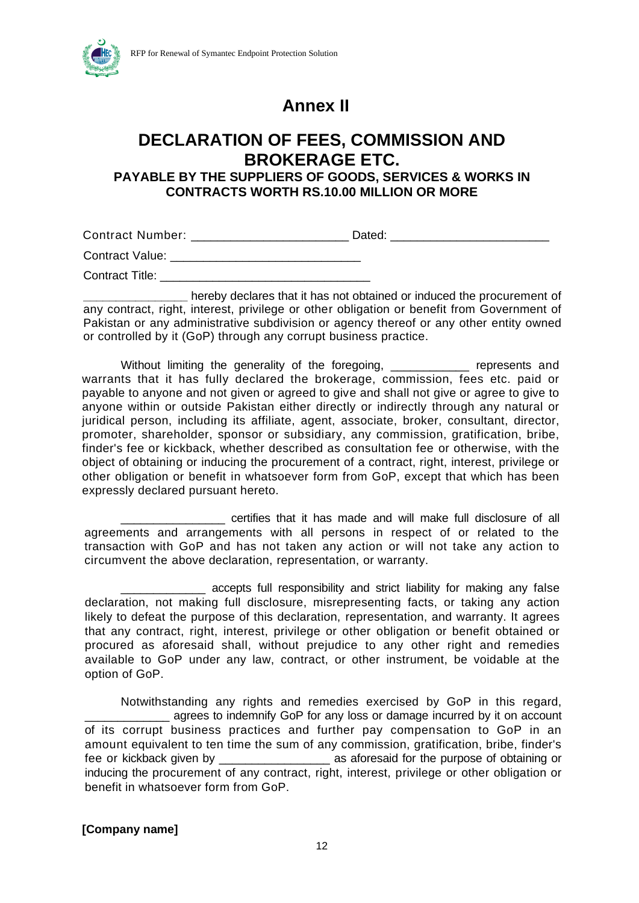# Annex II

## DECLARATION OF FEES, COMMISSION AND BROKERAGE ETC.

### PAYABLE BY THE SUPPLIERS OF GOODS, SERVICES & WORKS IN CONTRACTS WORTH RS.10.00 MILLION OR MORE

Contract Number: _______________________ Dated: _______________________

Contract Value: ____________________________

Contract Title: _______________________________

_______________ hereby declares that it has not obtained or induced the procurement of any contract, right, interest, privilege or other obligation or benefit from Government of Pakistan or any administrative subdivision or agency thereof or any other entity owned or controlled by it (GoP) through any corrupt business practice.

Without limiting the generality of the foregoing, ___________ represents and warrants that it has fully declared the brokerage, commission, fees etc. paid or payable to anyone and not given or agreed to give and shall not give or agree to give to anyone within or outside Pakistan either directly or indirectly through any natural or juridical person, including its affiliate, agent, associate, broker, consultant, director, promoter, shareholder, sponsor or subsidiary, any commission, gratification, bribe, finder's fee or kickback, whether described as consultation fee or otherwise, with the object of obtaining or inducing the procurement of a contract, right, interest, privilege or other obligation or benefit in whatsoever form from GoP, except that which has been expressly declared pursuant hereto.

_______________ certifies that it has made and will make full disclosure of all agreements and arrangements with all persons in respect of or related to the transaction with GoP and has not taken any action or will not take any action to circumvent the above declaration, representation, or warranty.

____________ accepts full responsibility and strict liability for making any false declaration, not making full disclosure, misrepresenting facts, or taking any action likely to defeat the purpose of this declaration, representation, and warranty. It agrees that any contract, right, interest, privilege or other obligation or benefit obtained or procured as aforesaid shall, without prejudice to any other right and remedies available to GoP under any law, contract, or other instrument, be voidable at the option of GoP.

Notwithstanding any rights and remedies exercised by GoP in this regard, ____________ agrees to indemnify GoP for any loss or damage incurred by it on account of its corrupt business practices and further pay compensation to GoP in an amount equivalent to ten time the sum of any commission, gratification, bribe, finder's fee or kickback given by ________________ as aforesaid for the purpose of obtaining or inducing the procurement of any contract, right, interest, privilege or other obligation or benefit in whatsoever form from GoP.

**[Company name]**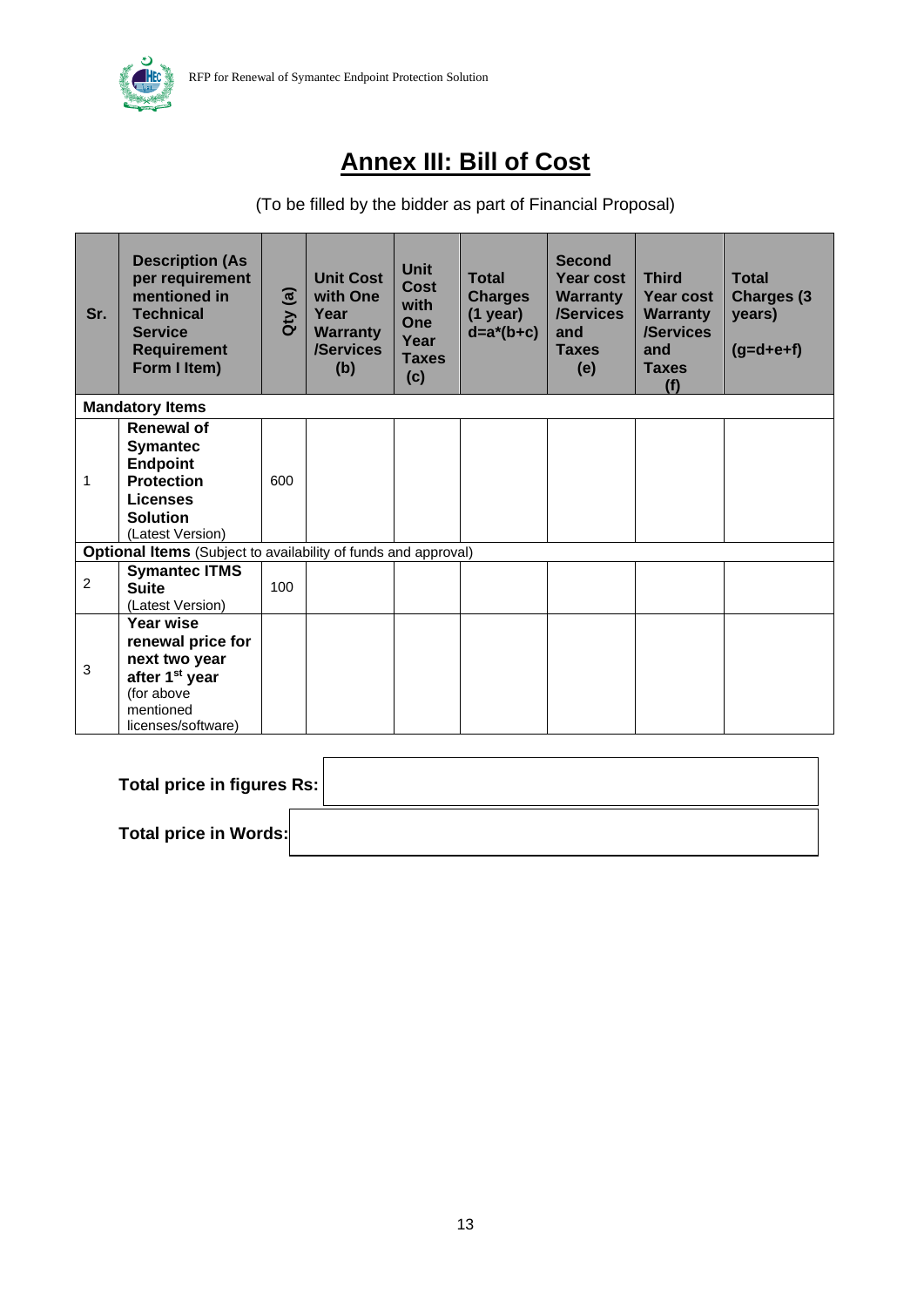# Annex III: Bill of Cost

(To be filled by the bidder as part of Financial Proposal)

| Sr. | Description (As per requirement mentioned in Technical Service Requirement Form I Item) | Qty (a) | Unit Cost with One Year Warranty /Services (b) | Unit Cost with One Year Taxes (c) | Total Charges (1 year) d=a*(b+c) | Second Year cost Warranty /Services and Taxes (e) | Third Year cost Warranty /Services and Taxes (f) | Total Charges (3 years) (g=d+e+f) |
|---|---|---|---|---|---|---|---|---|
| **Mandatory Items** | | | | | | | | |
| 1 | **Renewal of Symantec Endpoint Protection Licenses Solution** (Latest Version) | 600 | | | | | | |
| **Optional Items** (Subject to availability of funds and approval) | | | | | | | | |
| 2 | **Symantec ITMS Suite** (Latest Version) | 100 | | | | | | |
| 3 | **Year wise renewal price for next two year after 1st year** (for above mentioned licenses/software) | | | | | | | |

**Total price in figures Rs:**

**Total price in Words:**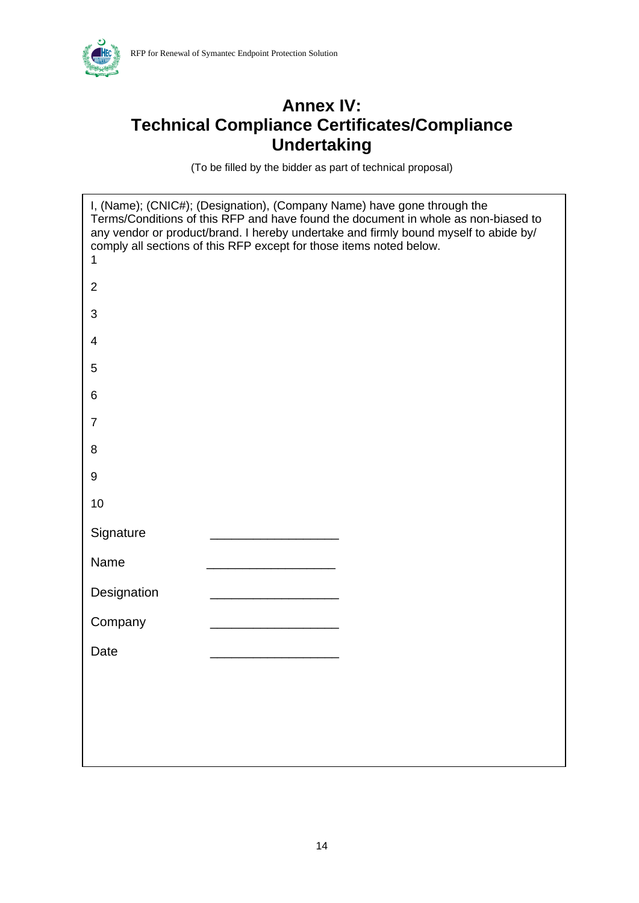# Annex IV: Technical Compliance Certificates/Compliance Undertaking

(To be filled by the bidder as part of technical proposal)

I, (Name); (CNIC#); (Designation), (Company Name) have gone through the Terms/Conditions of this RFP and have found the document in whole as non-biased to any vendor or product/brand. I hereby undertake and firmly bound myself to abide by/ comply all sections of this RFP except for those items noted below.

1

2

3

4

5

6

7

8

9

10

Signature ___________________

Name ___________________

Designation ___________________

Company ___________________

Date ___________________